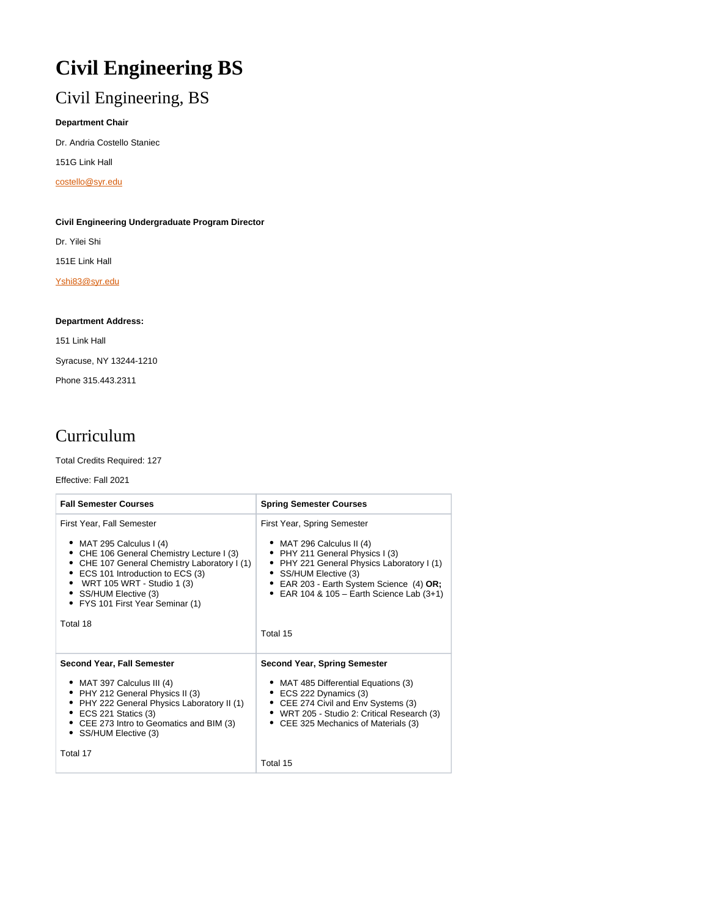# Civil Engineering BS

## Civil Engineering, BS

**Department Chair**

Dr. Andria Costello Staniec

151G Link Hall

costello@syr.edu

**Civil Engineering Undergraduate Program Director**

Dr. Yilei Shi

151E Link Hall

Yshi83@syr.edu

**Department Address:**

151 Link Hall

Syracuse, NY 13244-1210

Phone 315.443.2311

## Curriculum

Total Credits Required: 127

Effective: Fall 2021

| **Fall Semester Courses** | **Spring Semester Courses** |
|---|---|
| First Year, Fall Semester<br>• MAT 295 Calculus I (4)<br>• CHE 106 General Chemistry Lecture I (3)<br>• CHE 107 General Chemistry Laboratory I (1)<br>• ECS 101 Introduction to ECS (3)<br>• WRT 105 WRT - Studio 1 (3)<br>• SS/HUM Elective (3)<br>• FYS 101 First Year Seminar (1)<br><br>Total 18 | First Year, Spring Semester<br>• MAT 296 Calculus II (4)<br>• PHY 211 General Physics I (3)<br>• PHY 221 General Physics Laboratory I (1)<br>• SS/HUM Elective (3)<br>• EAR 203 - Earth System Science (4) **OR;**<br>• EAR 104 & 105 – Earth Science Lab (3+1)<br><br>Total 15 |
| **Second Year, Fall Semester**<br>• MAT 397 Calculus III (4)<br>• PHY 212 General Physics II (3)<br>• PHY 222 General Physics Laboratory II (1)<br>• ECS 221 Statics (3)<br>• CEE 273 Intro to Geomatics and BIM (3)<br>• SS/HUM Elective (3)<br><br>Total 17 | **Second Year, Spring Semester**<br>• MAT 485 Differential Equations (3)<br>• ECS 222 Dynamics (3)<br>• CEE 274 Civil and Env Systems (3)<br>• WRT 205 - Studio 2: Critical Research (3)<br>• CEE 325 Mechanics of Materials (3)<br><br>Total 15 |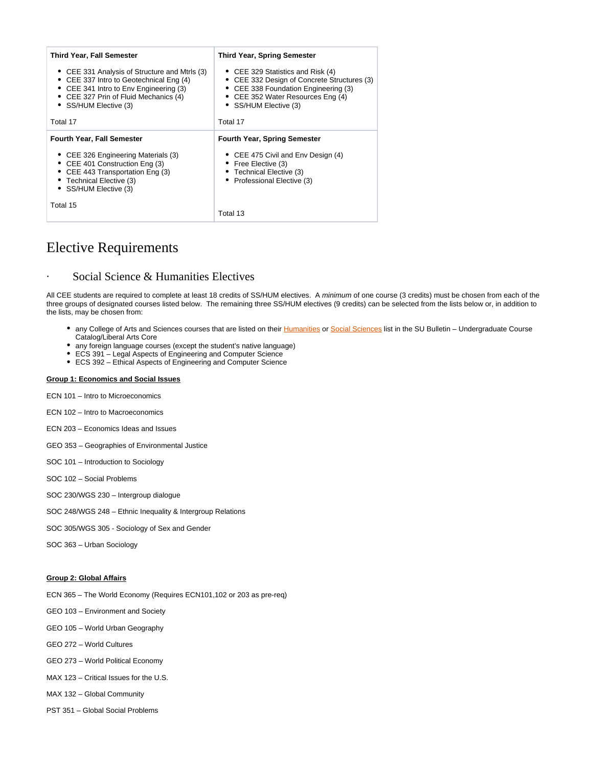| Third Year, Fall Semester | Third Year, Spring Semester |
|---|---|
| • CEE 331 Analysis of Structure and Mtrls (3)<br>• CEE 337 Intro to Geotechnical Eng (4)<br>• CEE 341 Intro to Env Engineering (3)<br>• CEE 327 Prin of Fluid Mechanics (4)<br>• SS/HUM Elective (3)<br><br>Total 17 | • CEE 329 Statistics and Risk (4)<br>• CEE 332 Design of Concrete Structures (3)<br>• CEE 338 Foundation Engineering (3)<br>• CEE 352 Water Resources Eng (4)<br>• SS/HUM Elective (3)<br><br>Total 17 |
| **Fourth Year, Fall Semester** | **Fourth Year, Spring Semester** |
| • CEE 326 Engineering Materials (3)<br>• CEE 401 Construction Eng (3)<br>• CEE 443 Transportation Eng (3)<br>• Technical Elective (3)<br>• SS/HUM Elective (3)<br><br>Total 15 | • CEE 475 Civil and Env Design (4)<br>• Free Elective (3)<br>• Technical Elective (3)<br>• Professional Elective (3)<br><br>Total 13 |

# Elective Requirements

## Social Science & Humanities Electives

All CEE students are required to complete at least 18 credits of SS/HUM electives. A *minimum* of one course (3 credits) must be chosen from each of the three groups of designated courses listed below. The remaining three SS/HUM electives (9 credits) can be selected from the lists below or, in addition to the lists, may be chosen from:

- any College of Arts and Sciences courses that are listed on their Humanities or Social Sciences list in the SU Bulletin – Undergraduate Course Catalog/Liberal Arts Core
- any foreign language courses (except the student's native language)
- ECS 391 – Legal Aspects of Engineering and Computer Science
- ECS 392 – Ethical Aspects of Engineering and Computer Science

**Group 1: Economics and Social Issues**

ECN 101 – Intro to Microeconomics

ECN 102 – Intro to Macroeconomics

ECN 203 – Economics Ideas and Issues

GEO 353 – Geographies of Environmental Justice

SOC 101 – Introduction to Sociology

SOC 102 – Social Problems

SOC 230/WGS 230 – Intergroup dialogue

SOC 248/WGS 248 – Ethnic Inequality & Intergroup Relations

SOC 305/WGS 305 - Sociology of Sex and Gender

SOC 363 – Urban Sociology

**Group 2: Global Affairs**

ECN 365 – The World Economy (Requires ECN101,102 or 203 as pre-req)

GEO 103 – Environment and Society

GEO 105 – World Urban Geography

GEO 272 – World Cultures

GEO 273 – World Political Economy

MAX 123 – Critical Issues for the U.S.

MAX 132 – Global Community

PST 351 – Global Social Problems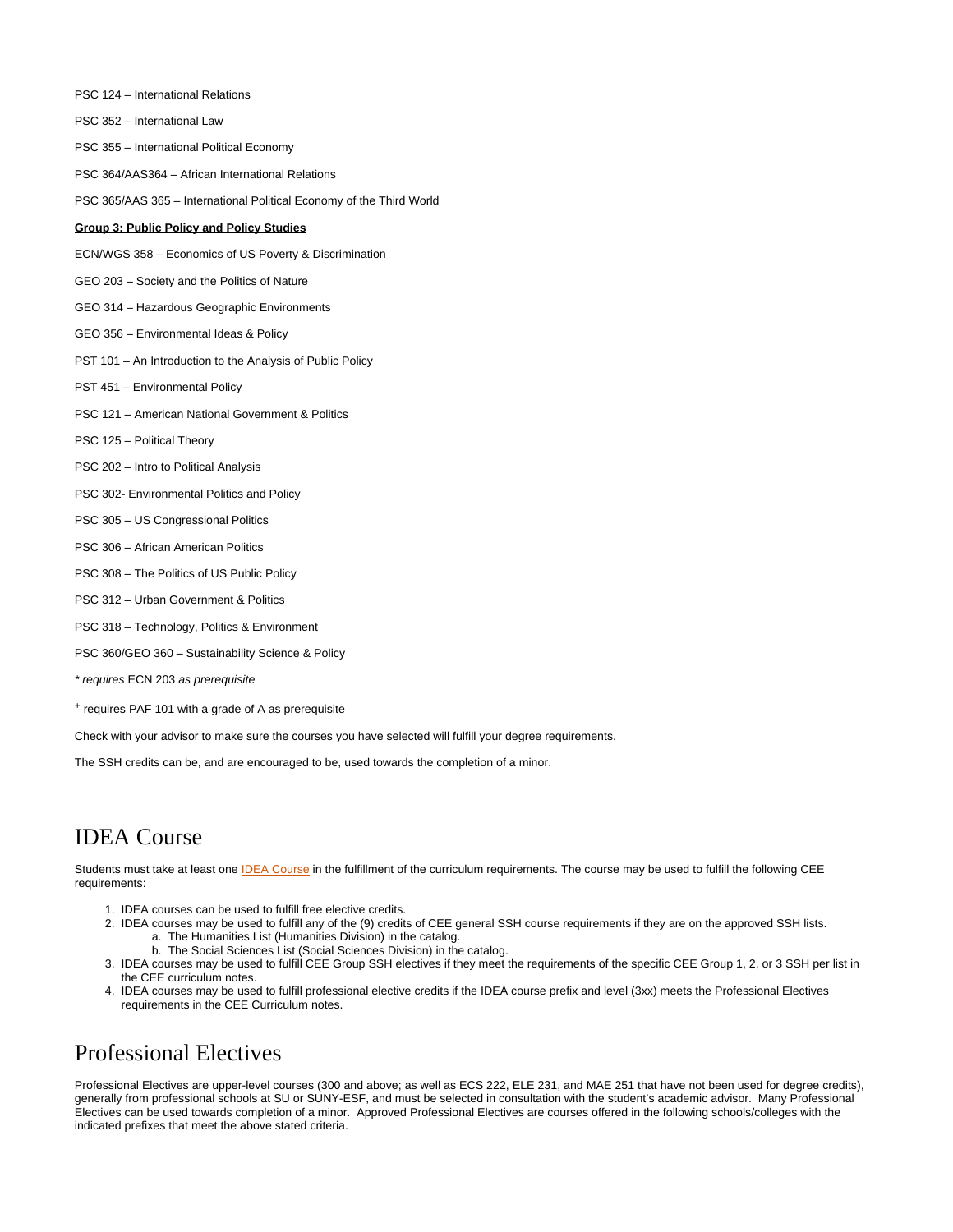PSC 124 – International Relations

PSC 352 – International Law

PSC 355 – International Political Economy

PSC 364/AAS364 – African International Relations

PSC 365/AAS 365 – International Political Economy of the Third World

**Group 3: Public Policy and Policy Studies**

ECN/WGS 358 – Economics of US Poverty & Discrimination

GEO 203 – Society and the Politics of Nature

GEO 314 – Hazardous Geographic Environments

GEO 356 – Environmental Ideas & Policy

PST 101 – An Introduction to the Analysis of Public Policy

PST 451 – Environmental Policy

PSC 121 – American National Government & Politics

PSC 125 – Political Theory

PSC 202 – Intro to Political Analysis

PSC 302- Environmental Politics and Policy

PSC 305 – US Congressional Politics

PSC 306 – African American Politics

PSC 308 – The Politics of US Public Policy

PSC 312 – Urban Government & Politics

PSC 318 – Technology, Politics & Environment

PSC 360/GEO 360 – Sustainability Science & Policy

* *requires* ECN 203 *as prerequisite*

+ requires PAF 101 with a grade of A as prerequisite

Check with your advisor to make sure the courses you have selected will fulfill your degree requirements.

The SSH credits can be, and are encouraged to be, used towards the completion of a minor.

# IDEA Course

Students must take at least one IDEA Course in the fulfillment of the curriculum requirements. The course may be used to fulfill the following CEE requirements:

1. IDEA courses can be used to fulfill free elective credits.
2. IDEA courses may be used to fulfill any of the (9) credits of CEE general SSH course requirements if they are on the approved SSH lists.
   a. The Humanities List (Humanities Division) in the catalog.
   b. The Social Sciences List (Social Sciences Division) in the catalog.
3. IDEA courses may be used to fulfill CEE Group SSH electives if they meet the requirements of the specific CEE Group 1, 2, or 3 SSH per list in the CEE curriculum notes.
4. IDEA courses may be used to fulfill professional elective credits if the IDEA course prefix and level (3xx) meets the Professional Electives requirements in the CEE Curriculum notes.

# Professional Electives

Professional Electives are upper-level courses (300 and above; as well as ECS 222, ELE 231, and MAE 251 that have not been used for degree credits), generally from professional schools at SU or SUNY-ESF, and must be selected in consultation with the student's academic advisor. Many Professional Electives can be used towards completion of a minor. Approved Professional Electives are courses offered in the following schools/colleges with the indicated prefixes that meet the above stated criteria.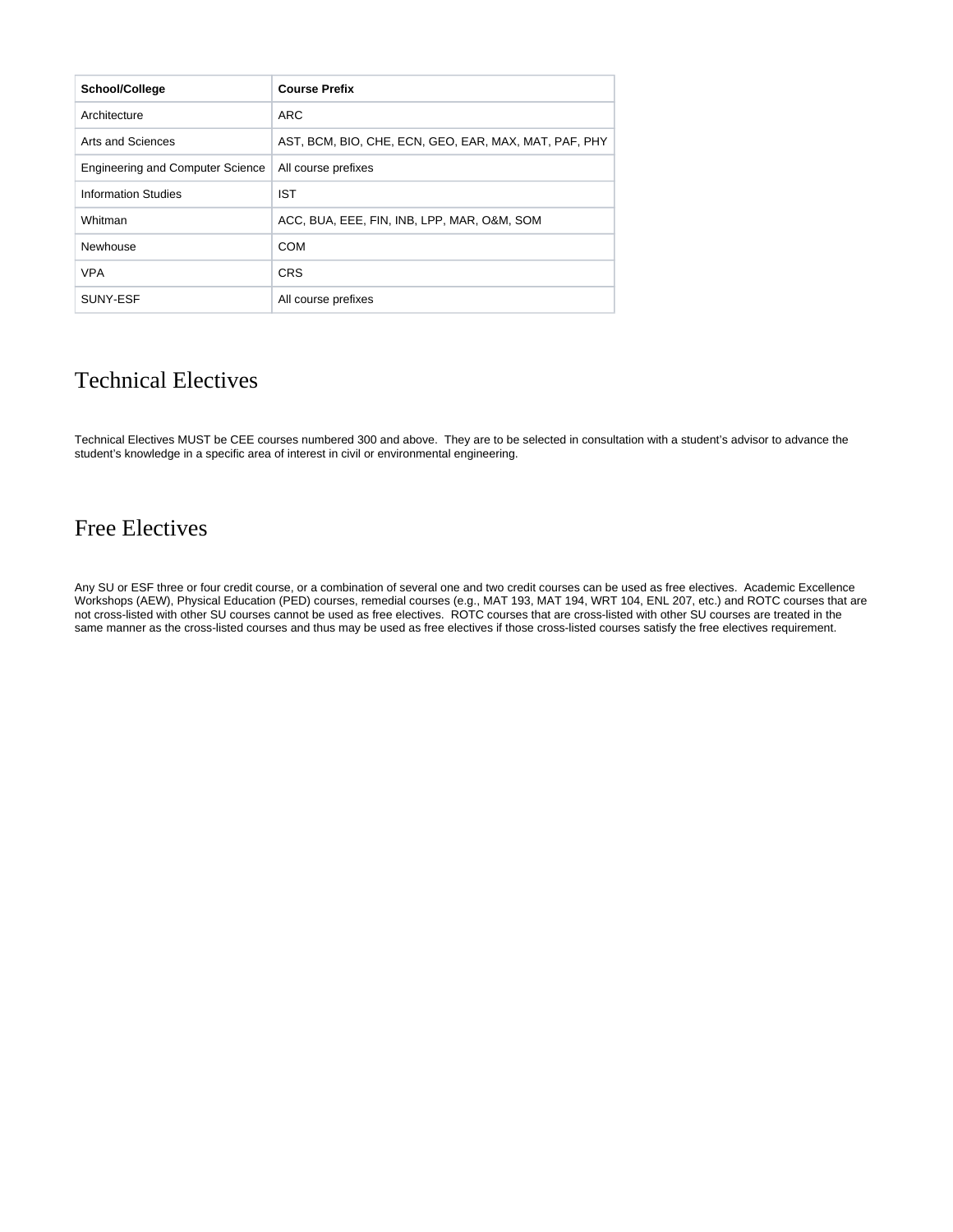| School/College | Course Prefix |
|---|---|
| Architecture | ARC |
| Arts and Sciences | AST, BCM, BIO, CHE, ECN, GEO, EAR, MAX, MAT, PAF, PHY |
| Engineering and Computer Science | All course prefixes |
| Information Studies | IST |
| Whitman | ACC, BUA, EEE, FIN, INB, LPP, MAR, O&M, SOM |
| Newhouse | COM |
| VPA | CRS |
| SUNY-ESF | All course prefixes |

# Technical Electives

Technical Electives MUST be CEE courses numbered 300 and above. They are to be selected in consultation with a student's advisor to advance the student's knowledge in a specific area of interest in civil or environmental engineering.

# Free Electives

Any SU or ESF three or four credit course, or a combination of several one and two credit courses can be used as free electives. Academic Excellence Workshops (AEW), Physical Education (PED) courses, remedial courses (e.g., MAT 193, MAT 194, WRT 104, ENL 207, etc.) and ROTC courses that are not cross-listed with other SU courses cannot be used as free electives. ROTC courses that are cross-listed with other SU courses are treated in the same manner as the cross-listed courses and thus may be used as free electives if those cross-listed courses satisfy the free electives requirement.